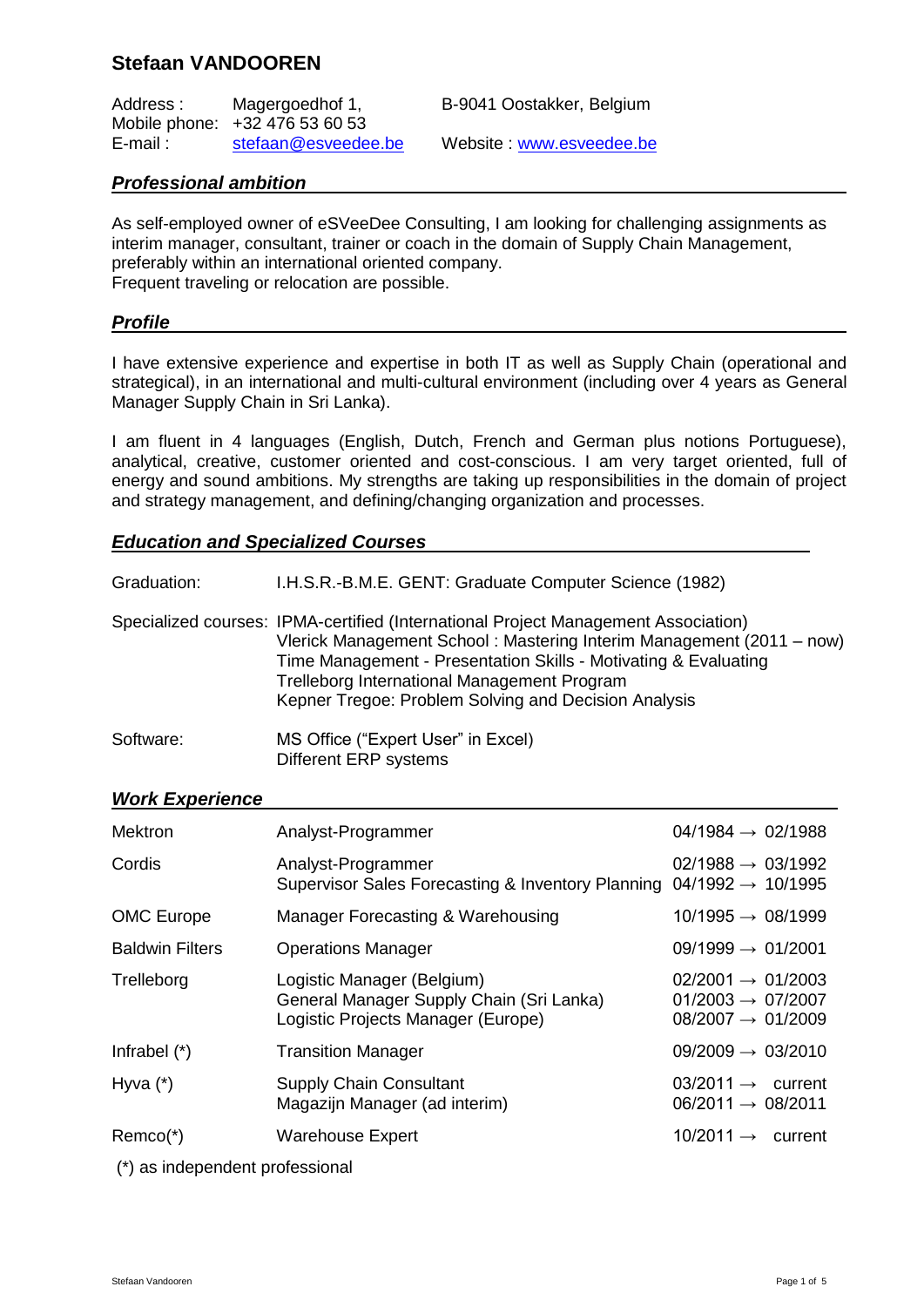# Stefaan VANDOOREN

Address : Magergoedhof 1, B-9041 Oostakker, Belgium
Mobile phone: +32 476 53 60 53
E-mail : stefaan@esveedee.be Website : www.esveedee.be

## *Professional ambition*

As self-employed owner of eSVeeDee Consulting, I am looking for challenging assignments as interim manager, consultant, trainer or coach in the domain of Supply Chain Management, preferably within an international oriented company.
Frequent traveling or relocation are possible.

## *Profile*

I have extensive experience and expertise in both IT as well as Supply Chain (operational and strategical), in an international and multi-cultural environment (including over 4 years as General Manager Supply Chain in Sri Lanka).

I am fluent in 4 languages (English, Dutch, French and German plus notions Portuguese), analytical, creative, customer oriented and cost-conscious. I am very target oriented, full of energy and sound ambitions. My strengths are taking up responsibilities in the domain of project and strategy management, and defining/changing organization and processes.

## *Education and Specialized Courses*

| | |
|---|---|
| Graduation: | I.H.S.R.-B.M.E. GENT: Graduate Computer Science (1982) |
| Specialized courses: | IPMA-certified (International Project Management Association)<br>Vlerick Management School : Mastering Interim Management (2011 – now)<br>Time Management - Presentation Skills - Motivating & Evaluating<br>Trelleborg International Management Program<br>Kepner Tregoe: Problem Solving and Decision Analysis |
| Software: | MS Office ("Expert User" in Excel)<br>Different ERP systems |

## *Work Experience*

| | | |
|---|---|---|
| Mektron | Analyst-Programmer | 04/1984 → 02/1988 |
| Cordis | Analyst-Programmer<br>Supervisor Sales Forecasting & Inventory Planning | 02/1988 → 03/1992<br>04/1992 → 10/1995 |
| OMC Europe | Manager Forecasting & Warehousing | 10/1995 → 08/1999 |
| Baldwin Filters | Operations Manager | 09/1999 → 01/2001 |
| Trelleborg | Logistic Manager (Belgium)<br>General Manager Supply Chain (Sri Lanka)<br>Logistic Projects Manager (Europe) | 02/2001 → 01/2003<br>01/2003 → 07/2007<br>08/2007 → 01/2009 |
| Infrabel (*) | Transition Manager | 09/2009 → 03/2010 |
| Hyva (*) | Supply Chain Consultant<br>Magazijn Manager (ad interim) | 03/2011 → current<br>06/2011 → 08/2011 |
| Remco(*) | Warehouse Expert | 10/2011 → current |

(*) as independent professional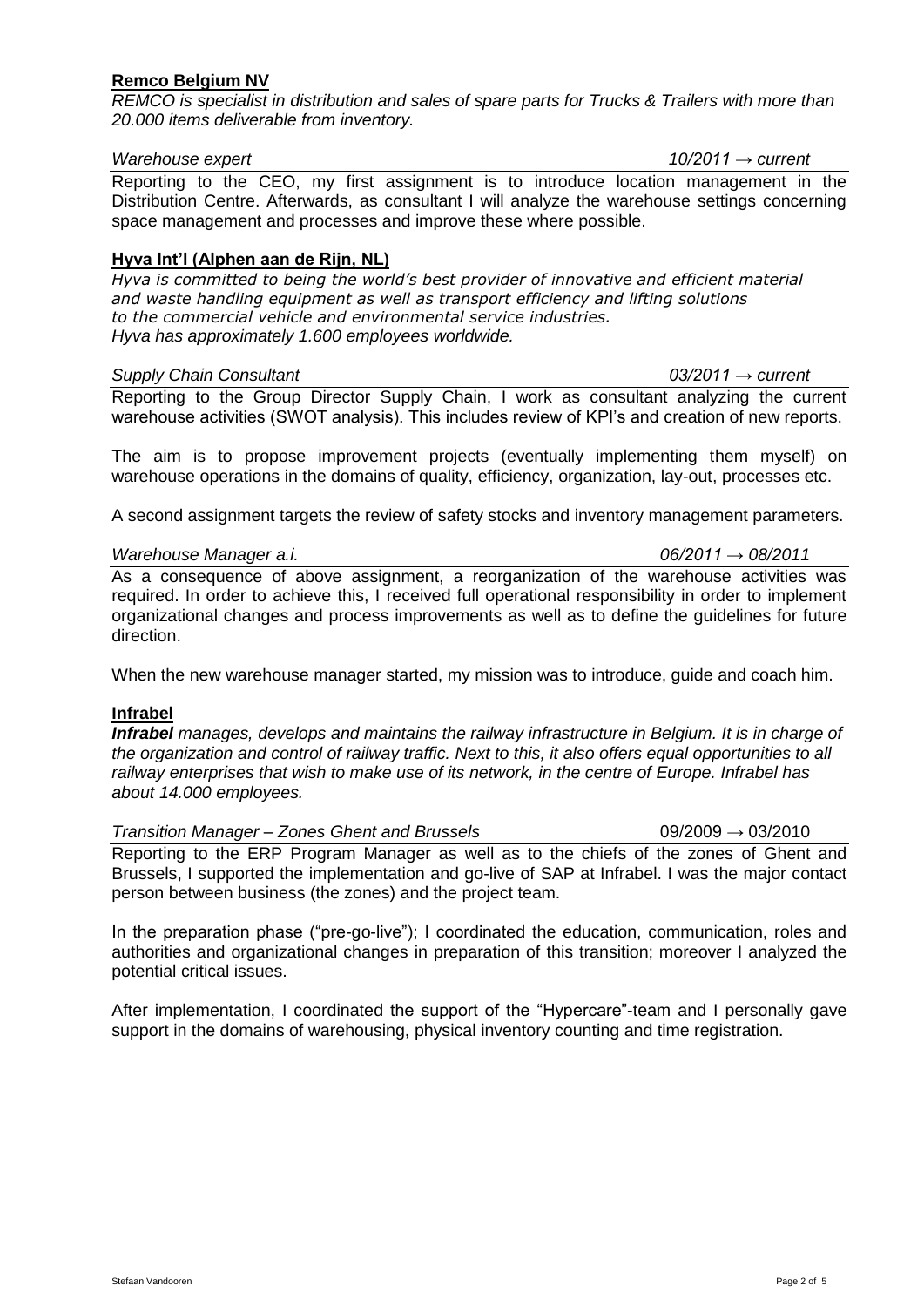**Remco Belgium NV**

*REMCO is specialist in distribution and sales of spare parts for Trucks & Trailers with more than 20.000 items deliverable from inventory.*

*Warehouse expert* *10/2011 → current*

Reporting to the CEO, my first assignment is to introduce location management in the Distribution Centre. Afterwards, as consultant I will analyze the warehouse settings concerning space management and processes and improve these where possible.

**Hyva Int'l (Alphen aan de Rijn, NL)**

*Hyva is committed to being the world's best provider of innovative and efficient material and waste handling equipment as well as transport efficiency and lifting solutions to the commercial vehicle and environmental service industries.*
*Hyva has approximately 1.600 employees worldwide.*

*Supply Chain Consultant* *03/2011 → current*

Reporting to the Group Director Supply Chain, I work as consultant analyzing the current warehouse activities (SWOT analysis). This includes review of KPI's and creation of new reports.

The aim is to propose improvement projects (eventually implementing them myself) on warehouse operations in the domains of quality, efficiency, organization, lay-out, processes etc.

A second assignment targets the review of safety stocks and inventory management parameters.

*Warehouse Manager a.i.* *06/2011 → 08/2011*

As a consequence of above assignment, a reorganization of the warehouse activities was required. In order to achieve this, I received full operational responsibility in order to implement organizational changes and process improvements as well as to define the guidelines for future direction.

When the new warehouse manager started, my mission was to introduce, guide and coach him.

**Infrabel**

***Infrabel** manages, develops and maintains the railway infrastructure in Belgium. It is in charge of the organization and control of railway traffic. Next to this, it also offers equal opportunities to all railway enterprises that wish to make use of its network, in the centre of Europe. Infrabel has about 14.000 employees.*

*Transition Manager – Zones Ghent and Brussels* 09/2009 → 03/2010

Reporting to the ERP Program Manager as well as to the chiefs of the zones of Ghent and Brussels, I supported the implementation and go-live of SAP at Infrabel. I was the major contact person between business (the zones) and the project team.

In the preparation phase ("pre-go-live"); I coordinated the education, communication, roles and authorities and organizational changes in preparation of this transition; moreover I analyzed the potential critical issues.

After implementation, I coordinated the support of the "Hypercare"-team and I personally gave support in the domains of warehousing, physical inventory counting and time registration.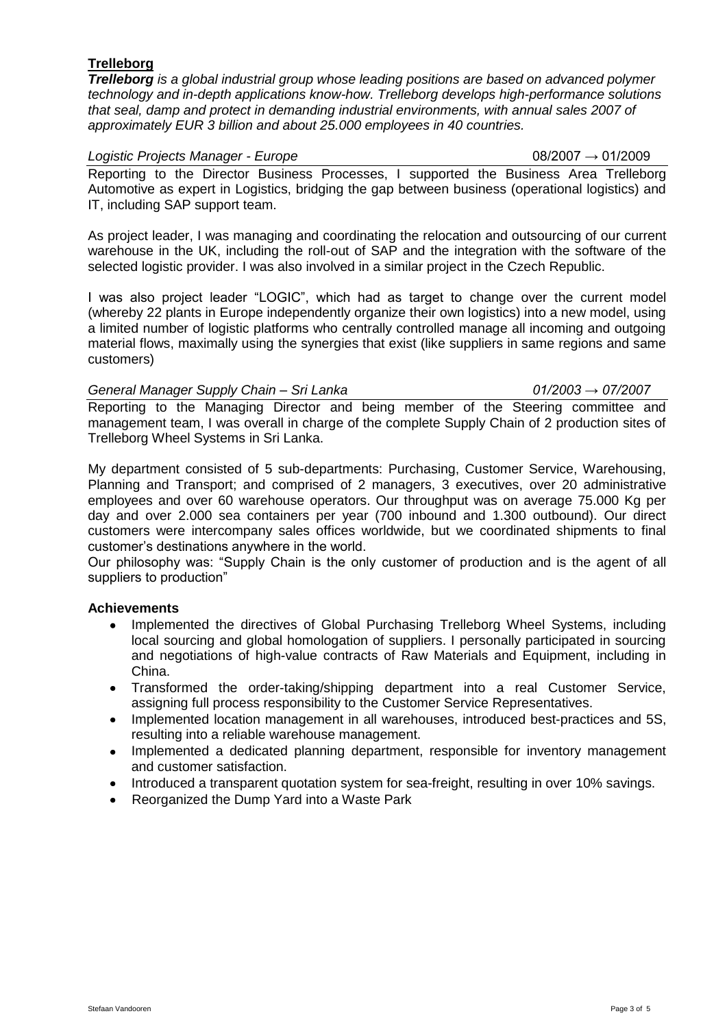## Trelleborg

***Trelleborg** is a global industrial group whose leading positions are based on advanced polymer technology and in-depth applications know-how. Trelleborg develops high-performance solutions that seal, damp and protect in demanding industrial environments, with annual sales 2007 of approximately EUR 3 billion and about 25.000 employees in 40 countries.*

*Logistic Projects Manager - Europe* 08/2007 → 01/2009

Reporting to the Director Business Processes, I supported the Business Area Trelleborg Automotive as expert in Logistics, bridging the gap between business (operational logistics) and IT, including SAP support team.

As project leader, I was managing and coordinating the relocation and outsourcing of our current warehouse in the UK, including the roll-out of SAP and the integration with the software of the selected logistic provider. I was also involved in a similar project in the Czech Republic.

I was also project leader "LOGIC", which had as target to change over the current model (whereby 22 plants in Europe independently organize their own logistics) into a new model, using a limited number of logistic platforms who centrally controlled manage all incoming and outgoing material flows, maximally using the synergies that exist (like suppliers in same regions and same customers)

*General Manager Supply Chain – Sri Lanka* *01/2003 → 07/2007*

Reporting to the Managing Director and being member of the Steering committee and management team, I was overall in charge of the complete Supply Chain of 2 production sites of Trelleborg Wheel Systems in Sri Lanka.

My department consisted of 5 sub-departments: Purchasing, Customer Service, Warehousing, Planning and Transport; and comprised of 2 managers, 3 executives, over 20 administrative employees and over 60 warehouse operators. Our throughput was on average 75.000 Kg per day and over 2.000 sea containers per year (700 inbound and 1.300 outbound). Our direct customers were intercompany sales offices worldwide, but we coordinated shipments to final customer's destinations anywhere in the world.
Our philosophy was: "Supply Chain is the only customer of production and is the agent of all suppliers to production"

**Achievements**

- Implemented the directives of Global Purchasing Trelleborg Wheel Systems, including local sourcing and global homologation of suppliers. I personally participated in sourcing and negotiations of high-value contracts of Raw Materials and Equipment, including in China.
- Transformed the order-taking/shipping department into a real Customer Service, assigning full process responsibility to the Customer Service Representatives.
- Implemented location management in all warehouses, introduced best-practices and 5S, resulting into a reliable warehouse management.
- Implemented a dedicated planning department, responsible for inventory management and customer satisfaction.
- Introduced a transparent quotation system for sea-freight, resulting in over 10% savings.
- Reorganized the Dump Yard into a Waste Park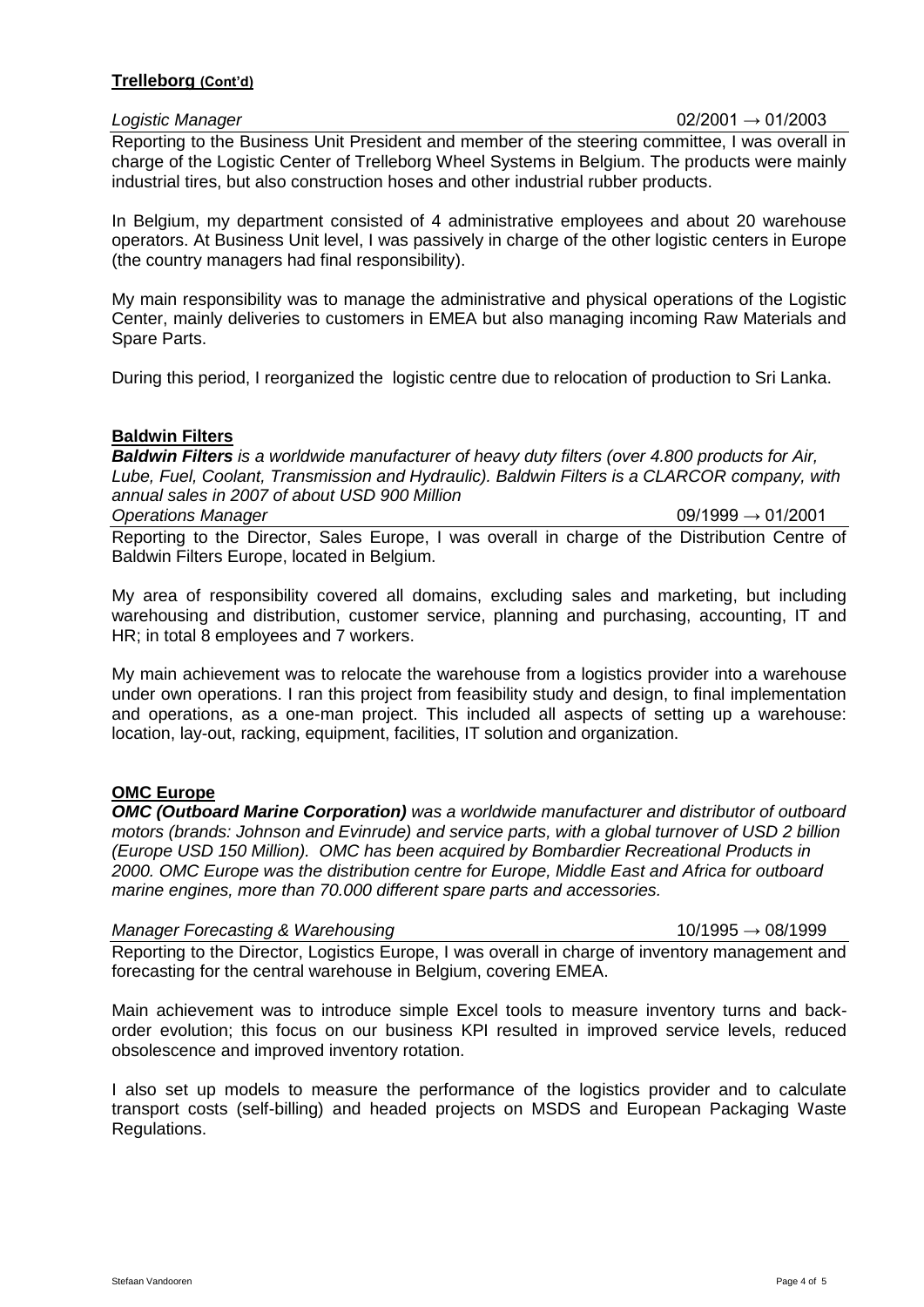## Trelleborg (Cont'd)

*Logistic Manager* 02/2001 → 01/2003

Reporting to the Business Unit President and member of the steering committee, I was overall in charge of the Logistic Center of Trelleborg Wheel Systems in Belgium. The products were mainly industrial tires, but also construction hoses and other industrial rubber products.

In Belgium, my department consisted of 4 administrative employees and about 20 warehouse operators. At Business Unit level, I was passively in charge of the other logistic centers in Europe (the country managers had final responsibility).

My main responsibility was to manage the administrative and physical operations of the Logistic Center, mainly deliveries to customers in EMEA but also managing incoming Raw Materials and Spare Parts.

During this period, I reorganized the logistic centre due to relocation of production to Sri Lanka.

## Baldwin Filters

***Baldwin Filters*** *is a worldwide manufacturer of heavy duty filters (over 4.800 products for Air, Lube, Fuel, Coolant, Transmission and Hydraulic). Baldwin Filters is a CLARCOR company, with annual sales in 2007 of about USD 900 Million*

*Operations Manager* 09/1999 → 01/2001

Reporting to the Director, Sales Europe, I was overall in charge of the Distribution Centre of Baldwin Filters Europe, located in Belgium.

My area of responsibility covered all domains, excluding sales and marketing, but including warehousing and distribution, customer service, planning and purchasing, accounting, IT and HR; in total 8 employees and 7 workers.

My main achievement was to relocate the warehouse from a logistics provider into a warehouse under own operations. I ran this project from feasibility study and design, to final implementation and operations, as a one-man project. This included all aspects of setting up a warehouse: location, lay-out, racking, equipment, facilities, IT solution and organization.

## OMC Europe

***OMC (Outboard Marine Corporation)*** *was a worldwide manufacturer and distributor of outboard motors (brands: Johnson and Evinrude) and service parts, with a global turnover of USD 2 billion (Europe USD 150 Million). OMC has been acquired by Bombardier Recreational Products in 2000. OMC Europe was the distribution centre for Europe, Middle East and Africa for outboard marine engines, more than 70.000 different spare parts and accessories.*

*Manager Forecasting & Warehousing* 10/1995 → 08/1999

Reporting to the Director, Logistics Europe, I was overall in charge of inventory management and forecasting for the central warehouse in Belgium, covering EMEA.

Main achievement was to introduce simple Excel tools to measure inventory turns and back-order evolution; this focus on our business KPI resulted in improved service levels, reduced obsolescence and improved inventory rotation.

I also set up models to measure the performance of the logistics provider and to calculate transport costs (self-billing) and headed projects on MSDS and European Packaging Waste Regulations.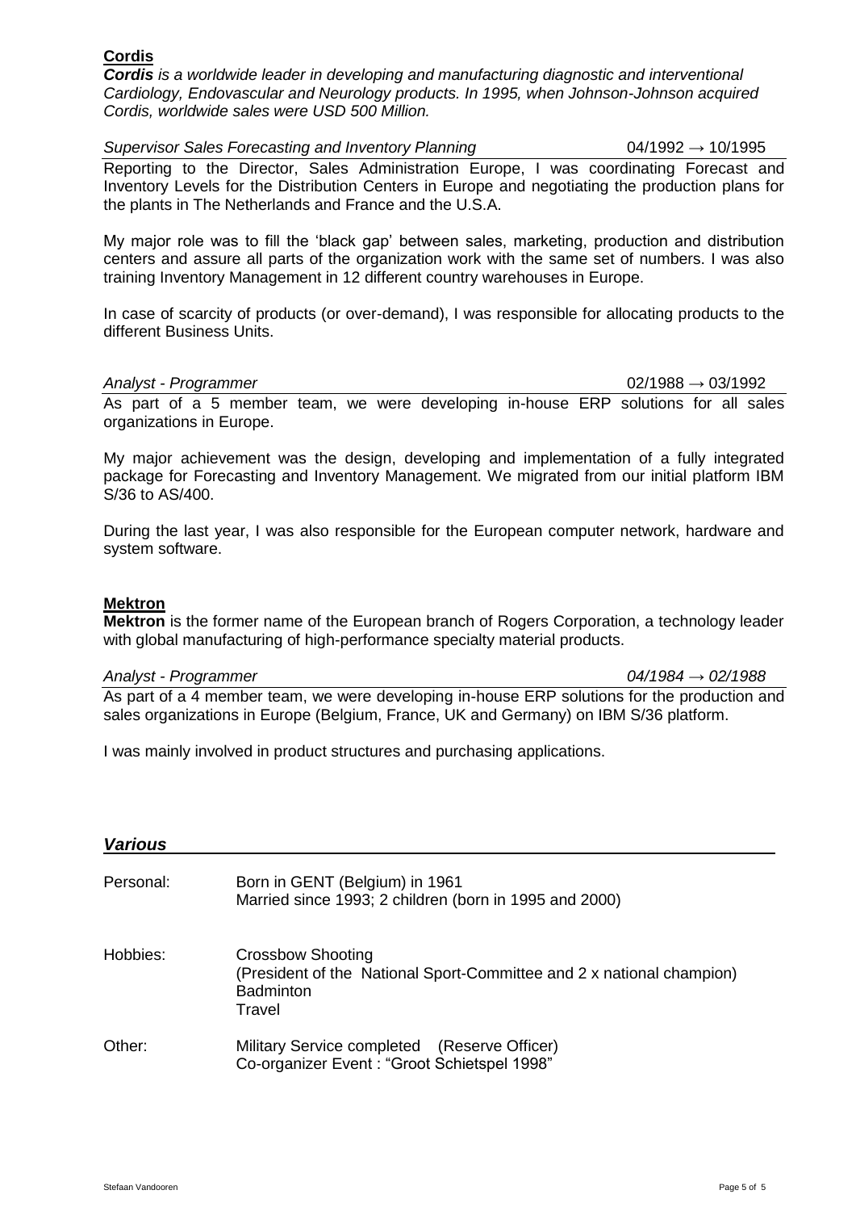**Cordis**

***Cordis** is a worldwide leader in developing and manufacturing diagnostic and interventional Cardiology, Endovascular and Neurology products. In 1995, when Johnson-Johnson acquired Cordis, worldwide sales were USD 500 Million.*

*Supervisor Sales Forecasting and Inventory Planning* 04/1992 → 10/1995

Reporting to the Director, Sales Administration Europe, I was coordinating Forecast and Inventory Levels for the Distribution Centers in Europe and negotiating the production plans for the plants in The Netherlands and France and the U.S.A.

My major role was to fill the 'black gap' between sales, marketing, production and distribution centers and assure all parts of the organization work with the same set of numbers. I was also training Inventory Management in 12 different country warehouses in Europe.

In case of scarcity of products (or over-demand), I was responsible for allocating products to the different Business Units.

*Analyst - Programmer* 02/1988 → 03/1992

As part of a 5 member team, we were developing in-house ERP solutions for all sales organizations in Europe.

My major achievement was the design, developing and implementation of a fully integrated package for Forecasting and Inventory Management. We migrated from our initial platform IBM S/36 to AS/400.

During the last year, I was also responsible for the European computer network, hardware and system software.

**Mektron**

**Mektron** is the former name of the European branch of Rogers Corporation, a technology leader with global manufacturing of high-performance specialty material products.

*Analyst - Programmer* *04/1984 → 02/1988*

As part of a 4 member team, we were developing in-house ERP solutions for the production and sales organizations in Europe (Belgium, France, UK and Germany) on IBM S/36 platform.

I was mainly involved in product structures and purchasing applications.

## *Various*

| | |
|---|---|
| Personal: | Born in GENT (Belgium) in 1961<br>Married since 1993; 2 children (born in 1995 and 2000) |
| Hobbies: | Crossbow Shooting<br>(President of the National Sport-Committee and 2 x national champion)<br>Badminton<br>Travel |
| Other: | Military Service completed (Reserve Officer)<br>Co-organizer Event : "Groot Schietspel 1998" |